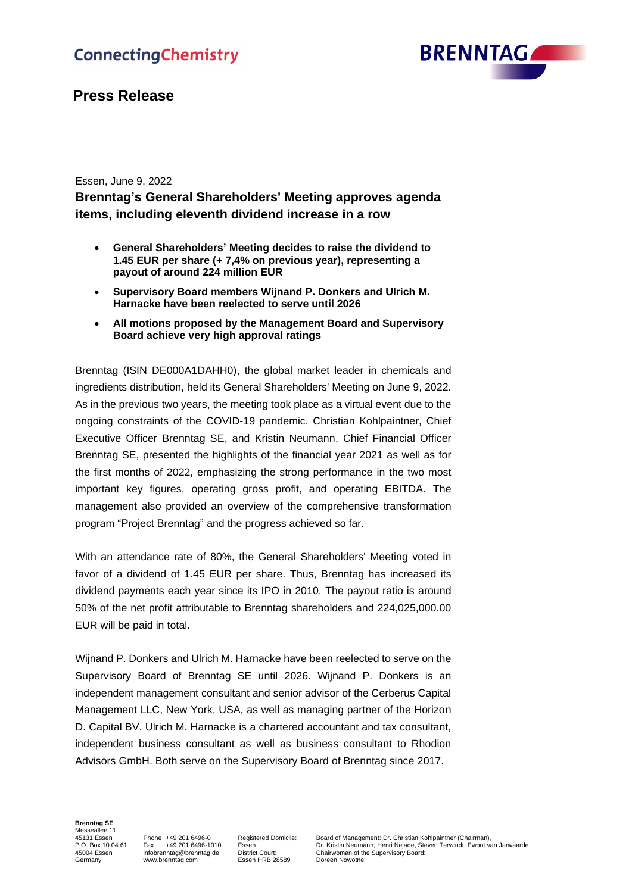# Press Release

Essen, June 9, 2022

## Brenntag's General Shareholders' Meeting approves agenda items, including eleventh dividend increase in a row

- **General Shareholders' Meeting decides to raise the dividend to 1.45 EUR per share (+ 7,4% on previous year), representing a payout of around 224 million EUR**
- **Supervisory Board members Wijnand P. Donkers and Ulrich M. Harnacke have been reelected to serve until 2026**
- **All motions proposed by the Management Board and Supervisory Board achieve very high approval ratings**

Brenntag (ISIN DE000A1DAHH0), the global market leader in chemicals and ingredients distribution, held its General Shareholders' Meeting on June 9, 2022. As in the previous two years, the meeting took place as a virtual event due to the ongoing constraints of the COVID-19 pandemic. Christian Kohlpaintner, Chief Executive Officer Brenntag SE, and Kristin Neumann, Chief Financial Officer Brenntag SE, presented the highlights of the financial year 2021 as well as for the first months of 2022, emphasizing the strong performance in the two most important key figures, operating gross profit, and operating EBITDA. The management also provided an overview of the comprehensive transformation program "Project Brenntag" and the progress achieved so far.

With an attendance rate of 80%, the General Shareholders' Meeting voted in favor of a dividend of 1.45 EUR per share. Thus, Brenntag has increased its dividend payments each year since its IPO in 2010. The payout ratio is around 50% of the net profit attributable to Brenntag shareholders and 224,025,000.00 EUR will be paid in total.

Wijnand P. Donkers and Ulrich M. Harnacke have been reelected to serve on the Supervisory Board of Brenntag SE until 2026. Wijnand P. Donkers is an independent management consultant and senior advisor of the Cerberus Capital Management LLC, New York, USA, as well as managing partner of the Horizon D. Capital BV. Ulrich M. Harnacke is a chartered accountant and tax consultant, independent business consultant as well as business consultant to Rhodion Advisors GmbH. Both serve on the Supervisory Board of Brenntag since 2017.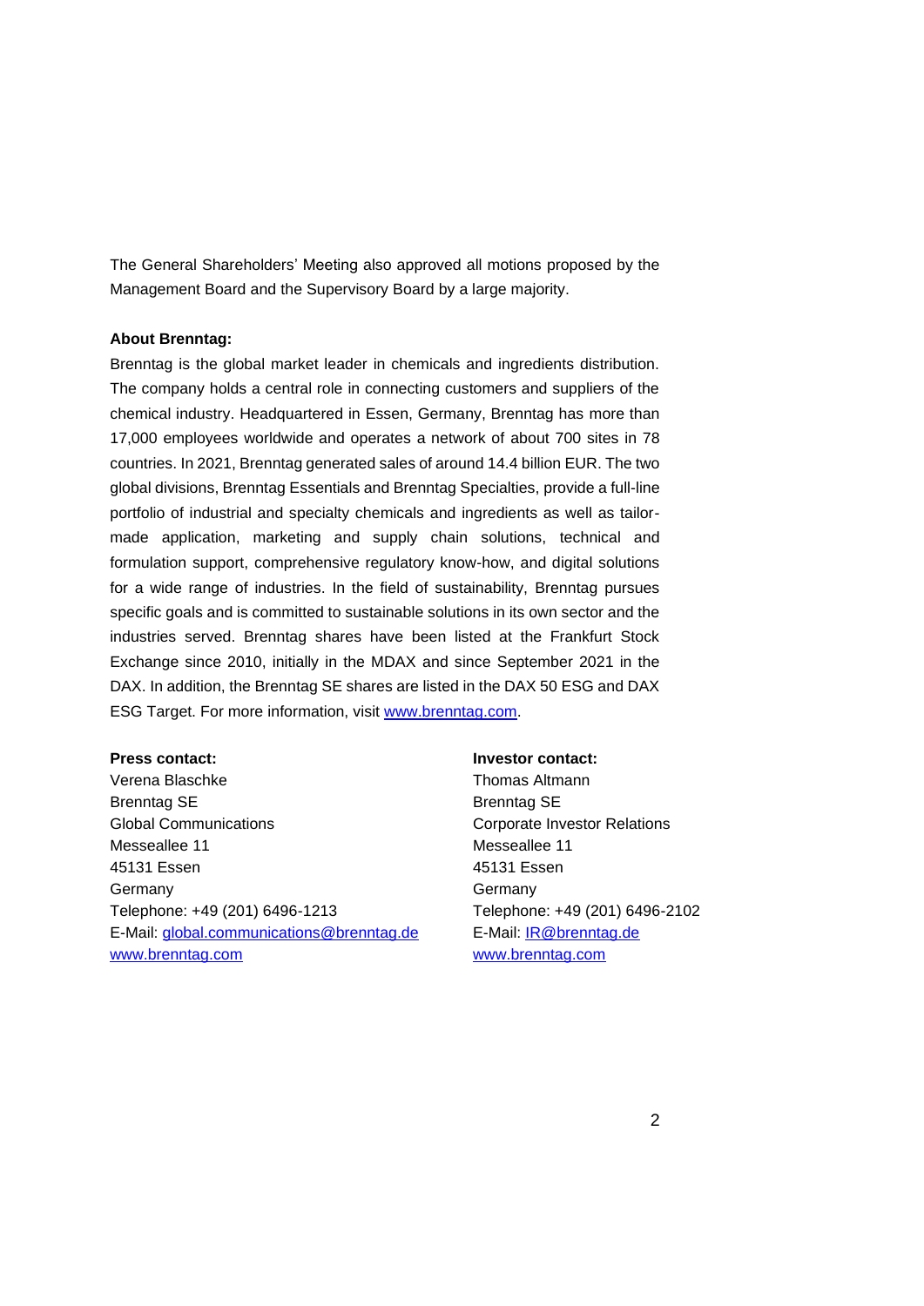The General Shareholders' Meeting also approved all motions proposed by the Management Board and the Supervisory Board by a large majority.

**About Brenntag:**

Brenntag is the global market leader in chemicals and ingredients distribution. The company holds a central role in connecting customers and suppliers of the chemical industry. Headquartered in Essen, Germany, Brenntag has more than 17,000 employees worldwide and operates a network of about 700 sites in 78 countries. In 2021, Brenntag generated sales of around 14.4 billion EUR. The two global divisions, Brenntag Essentials and Brenntag Specialties, provide a full-line portfolio of industrial and specialty chemicals and ingredients as well as tailor-made application, marketing and supply chain solutions, technical and formulation support, comprehensive regulatory know-how, and digital solutions for a wide range of industries. In the field of sustainability, Brenntag pursues specific goals and is committed to sustainable solutions in its own sector and the industries served. Brenntag shares have been listed at the Frankfurt Stock Exchange since 2010, initially in the MDAX and since September 2021 in the DAX. In addition, the Brenntag SE shares are listed in the DAX 50 ESG and DAX ESG Target. For more information, visit www.brenntag.com.

**Press contact:**
Verena Blaschke
Brenntag SE
Global Communications
Messeallee 11
45131 Essen
Germany
Telephone: +49 (201) 6496-1213
E-Mail: global.communications@brenntag.de
www.brenntag.com

**Investor contact:**
Thomas Altmann
Brenntag SE
Corporate Investor Relations
Messeallee 11
45131 Essen
Germany
Telephone: +49 (201) 6496-2102
E-Mail: IR@brenntag.de
www.brenntag.com